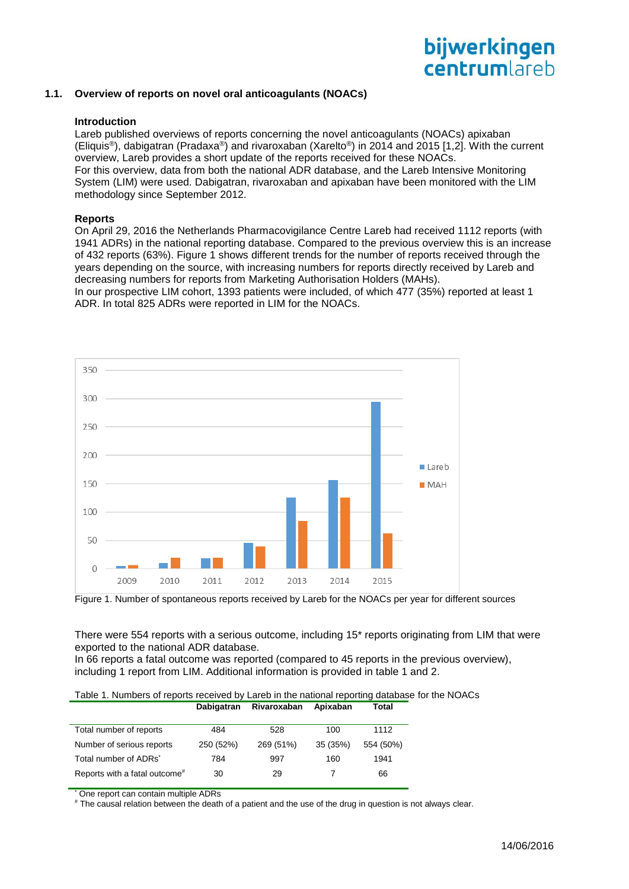## 1.1. Overview of reports on novel oral anticoagulants (NOACs)

### Introduction

Lareb published overviews of reports concerning the novel anticoagulants (NOACs) apixaban (Eliquis®), dabigatran (Pradaxa®) and rivaroxaban (Xarelto®) in 2014 and 2015 [1,2]. With the current overview, Lareb provides a short update of the reports received for these NOACs.
For this overview, data from both the national ADR database, and the Lareb Intensive Monitoring System (LIM) were used. Dabigatran, rivaroxaban and apixaban have been monitored with the LIM methodology since September 2012.

### Reports

On April 29, 2016 the Netherlands Pharmacovigilance Centre Lareb had received 1112 reports (with 1941 ADRs) in the national reporting database. Compared to the previous overview this is an increase of 432 reports (63%). Figure 1 shows different trends for the number of reports received through the years depending on the source, with increasing numbers for reports directly received by Lareb and decreasing numbers for reports from Marketing Authorisation Holders (MAHs).
In our prospective LIM cohort, 1393 patients were included, of which 477 (35%) reported at least 1 ADR. In total 825 ADRs were reported in LIM for the NOACs.

Figure 1. Number of spontaneous reports received by Lareb for the NOACs per year for different sources

There were 554 reports with a serious outcome, including 15* reports originating from LIM that were exported to the national ADR database.
In 66 reports a fatal outcome was reported (compared to 45 reports in the previous overview), including 1 report from LIM. Additional information is provided in table 1 and 2.

Table 1. Numbers of reports received by Lareb in the national reporting database for the NOACs

| | Dabigatran | Rivaroxaban | Apixaban | Total |
|---|---|---|---|---|
| Total number of reports | 484 | 528 | 100 | 1112 |
| Number of serious reports | 250 (52%) | 269 (51%) | 35 (35%) | 554 (50%) |
| Total number of ADRs* | 784 | 997 | 160 | 1941 |
| Reports with a fatal outcome# | 30 | 29 | 7 | 66 |

* One report can contain multiple ADRs
# The causal relation between the death of a patient and the use of the drug in question is not always clear.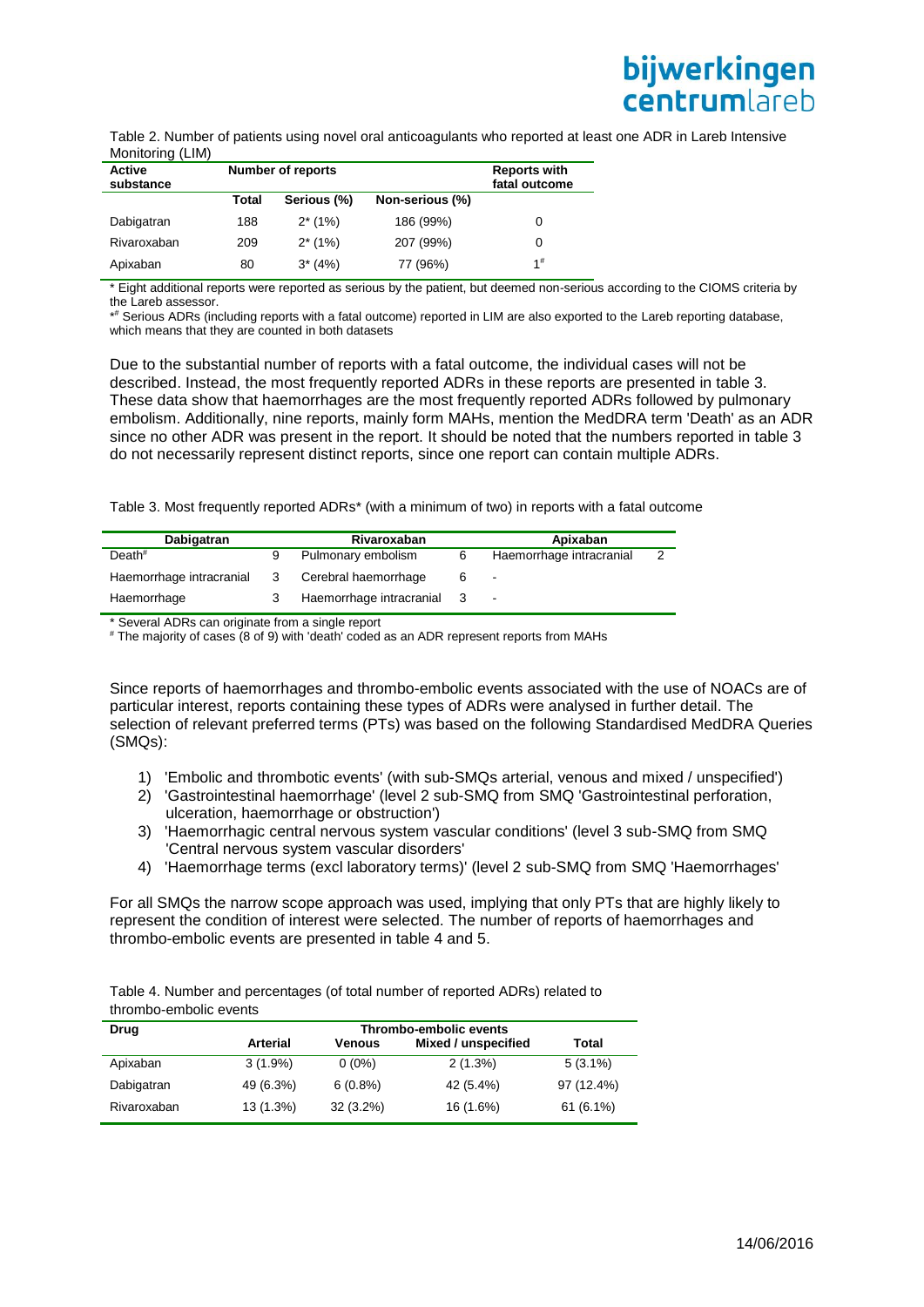Table 2. Number of patients using novel oral anticoagulants who reported at least one ADR in Lareb Intensive Monitoring (LIM)

| Active substance | Number of reports | | | Reports with fatal outcome |
|---|---|---|---|---|
| | Total | Serious (%) | Non-serious (%) | |
| Dabigatran | 188 | 2* (1%) | 186 (99%) | 0 |
| Rivaroxaban | 209 | 2* (1%) | 207 (99%) | 0 |
| Apixaban | 80 | 3* (4%) | 77 (96%) | 1[#] |

\* Eight additional reports were reported as serious by the patient, but deemed non-serious according to the CIOMS criteria by the Lareb assessor.

*[#] Serious ADRs (including reports with a fatal outcome) reported in LIM are also exported to the Lareb reporting database, which means that they are counted in both datasets

Due to the substantial number of reports with a fatal outcome, the individual cases will not be described. Instead, the most frequently reported ADRs in these reports are presented in table 3. These data show that haemorrhages are the most frequently reported ADRs followed by pulmonary embolism. Additionally, nine reports, mainly form MAHs, mention the MedDRA term 'Death' as an ADR since no other ADR was present in the report. It should be noted that the numbers reported in table 3 do not necessarily represent distinct reports, since one report can contain multiple ADRs.

Table 3. Most frequently reported ADRs* (with a minimum of two) in reports with a fatal outcome

| Dabigatran | | Rivaroxaban | | Apixaban | |
|---|---|---|---|---|---|
| Death[#] | 9 | Pulmonary embolism | 6 | Haemorrhage intracranial | 2 |
| Haemorrhage intracranial | 3 | Cerebral haemorrhage | 6 | - | |
| Haemorrhage | 3 | Haemorrhage intracranial | 3 | - | |

\* Several ADRs can originate from a single report

[#] The majority of cases (8 of 9) with 'death' coded as an ADR represent reports from MAHs

Since reports of haemorrhages and thrombo-embolic events associated with the use of NOACs are of particular interest, reports containing these types of ADRs were analysed in further detail. The selection of relevant preferred terms (PTs) was based on the following Standardised MedDRA Queries (SMQs):

1) 'Embolic and thrombotic events' (with sub-SMQs arterial, venous and mixed / unspecified')
2) 'Gastrointestinal haemorrhage' (level 2 sub-SMQ from SMQ 'Gastrointestinal perforation, ulceration, haemorrhage or obstruction')
3) 'Haemorrhagic central nervous system vascular conditions' (level 3 sub-SMQ from SMQ 'Central nervous system vascular disorders'
4) 'Haemorrhage terms (excl laboratory terms)' (level 2 sub-SMQ from SMQ 'Haemorrhages'

For all SMQs the narrow scope approach was used, implying that only PTs that are highly likely to represent the condition of interest were selected. The number of reports of haemorrhages and thrombo-embolic events are presented in table 4 and 5.

Table 4. Number and percentages (of total number of reported ADRs) related to thrombo-embolic events

| Drug | Thrombo-embolic events | | | |
|---|---|---|---|---|
| | Arterial | Venous | Mixed / unspecified | Total |
| Apixaban | 3 (1.9%) | 0 (0%) | 2 (1.3%) | 5 (3.1%) |
| Dabigatran | 49 (6.3%) | 6 (0.8%) | 42 (5.4%) | 97 (12.4%) |
| Rivaroxaban | 13 (1.3%) | 32 (3.2%) | 16 (1.6%) | 61 (6.1%) |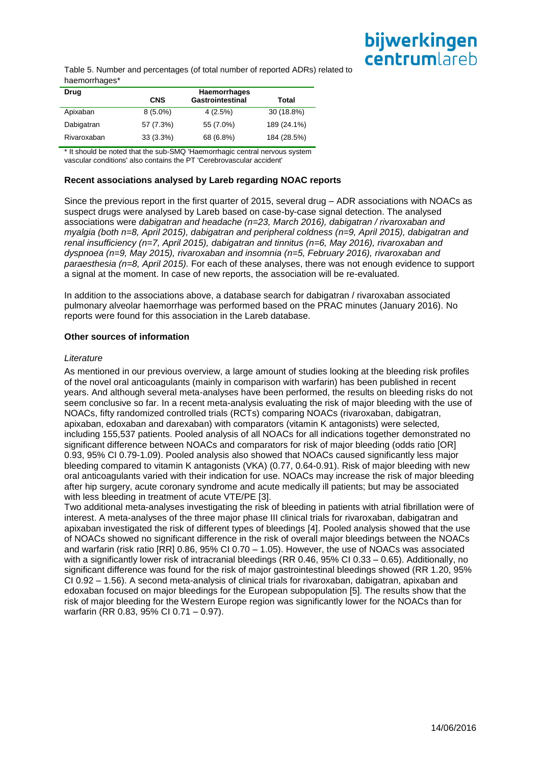Table 5. Number and percentages (of total number of reported ADRs) related to haemorrhages*

| Drug | Haemorrhages | | |
|---|---|---|---|
| | CNS | Gastrointestinal | Total |
| Apixaban | 8 (5.0%) | 4 (2.5%) | 30 (18.8%) |
| Dabigatran | 57 (7.3%) | 55 (7.0%) | 189 (24.1%) |
| Rivaroxaban | 33 (3.3%) | 68 (6.8%) | 184 (28.5%) |

\* It should be noted that the sub-SMQ 'Haemorrhagic central nervous system vascular conditions' also contains the PT 'Cerebrovascular accident'

**Recent associations analysed by Lareb regarding NOAC reports**

Since the previous report in the first quarter of 2015, several drug – ADR associations with NOACs as suspect drugs were analysed by Lareb based on case-by-case signal detection. The analysed associations were *dabigatran and headache (n=23, March 2016), dabigatran / rivaroxaban and myalgia (both n=8, April 2015), dabigatran and peripheral coldness (n=9, April 2015), dabigatran and renal insufficiency (n=7, April 2015), dabigatran and tinnitus (n=6, May 2016), rivaroxaban and dyspnoea (n=9, May 2015), rivaroxaban and insomnia (n=5, February 2016), rivaroxaban and paraesthesia (n=8, April 2015).* For each of these analyses, there was not enough evidence to support a signal at the moment. In case of new reports, the association will be re-evaluated.

In addition to the associations above, a database search for dabigatran / rivaroxaban associated pulmonary alveolar haemorrhage was performed based on the PRAC minutes (January 2016). No reports were found for this association in the Lareb database.

**Other sources of information**

*Literature*

As mentioned in our previous overview, a large amount of studies looking at the bleeding risk profiles of the novel oral anticoagulants (mainly in comparison with warfarin) has been published in recent years. And although several meta-analyses have been performed, the results on bleeding risks do not seem conclusive so far. In a recent meta-analysis evaluating the risk of major bleeding with the use of NOACs, fifty randomized controlled trials (RCTs) comparing NOACs (rivaroxaban, dabigatran, apixaban, edoxaban and darexaban) with comparators (vitamin K antagonists) were selected, including 155,537 patients. Pooled analysis of all NOACs for all indications together demonstrated no significant difference between NOACs and comparators for risk of major bleeding (odds ratio [OR] 0.93, 95% CI 0.79-1.09). Pooled analysis also showed that NOACs caused significantly less major bleeding compared to vitamin K antagonists (VKA) (0.77, 0.64-0.91). Risk of major bleeding with new oral anticoagulants varied with their indication for use. NOACs may increase the risk of major bleeding after hip surgery, acute coronary syndrome and acute medically ill patients; but may be associated with less bleeding in treatment of acute VTE/PE [3].

Two additional meta-analyses investigating the risk of bleeding in patients with atrial fibrillation were of interest. A meta-analyses of the three major phase III clinical trials for rivaroxaban, dabigatran and apixaban investigated the risk of different types of bleedings [4]. Pooled analysis showed that the use of NOACs showed no significant difference in the risk of overall major bleedings between the NOACs and warfarin (risk ratio [RR] 0.86, 95% CI 0.70 – 1.05). However, the use of NOACs was associated with a significantly lower risk of intracranial bleedings (RR 0.46, 95% CI 0.33 – 0.65). Additionally, no significant difference was found for the risk of major gastrointestinal bleedings showed (RR 1.20, 95% CI 0.92 – 1.56). A second meta-analysis of clinical trials for rivaroxaban, dabigatran, apixaban and edoxaban focused on major bleedings for the European subpopulation [5]. The results show that the risk of major bleeding for the Western Europe region was significantly lower for the NOACs than for warfarin (RR 0.83, 95% CI 0.71 – 0.97).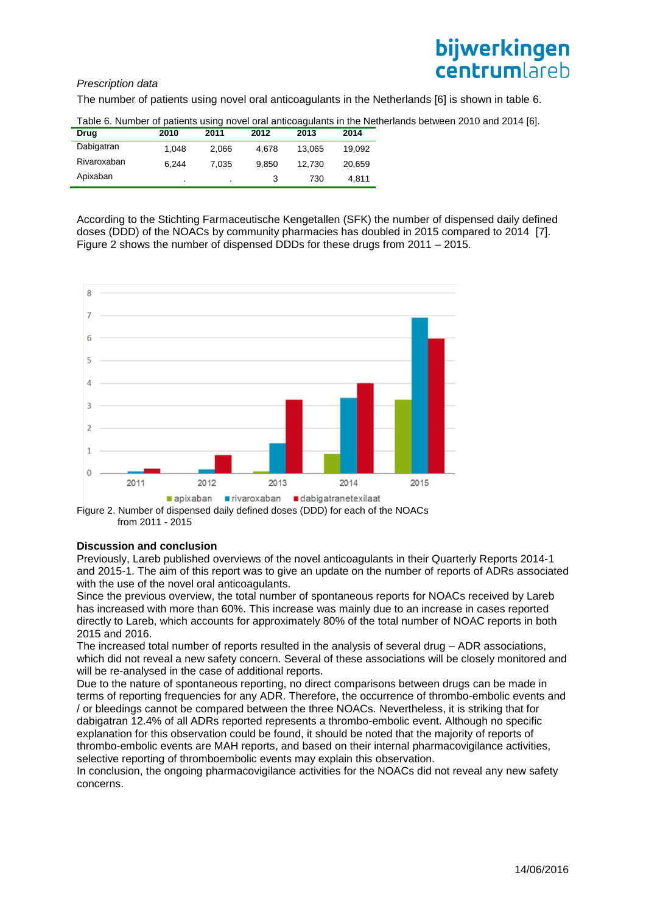*Prescription data*

The number of patients using novel oral anticoagulants in the Netherlands [6] is shown in table 6.

Table 6. Number of patients using novel oral anticoagulants in the Netherlands between 2010 and 2014 [6].

| Drug | 2010 | 2011 | 2012 | 2013 | 2014 |
|---|---|---|---|---|---|
| Dabigatran | 1,048 | 2,066 | 4,678 | 13,065 | 19,092 |
| Rivaroxaban | 6,244 | 7,035 | 9,850 | 12,730 | 20,659 |
| Apixaban | . | . | 3 | 730 | 4,811 |

According to the Stichting Farmaceutische Kengetallen (SFK) the number of dispensed daily defined doses (DDD) of the NOACs by community pharmacies has doubled in 2015 compared to 2014 [7]. Figure 2 shows the number of dispensed DDDs for these drugs from 2011 – 2015.

Figure 2. Number of dispensed daily defined doses (DDD) for each of the NOACs from 2011 - 2015

**Discussion and conclusion**

Previously, Lareb published overviews of the novel anticoagulants in their Quarterly Reports 2014-1 and 2015-1. The aim of this report was to give an update on the number of reports of ADRs associated with the use of the novel oral anticoagulants.

Since the previous overview, the total number of spontaneous reports for NOACs received by Lareb has increased with more than 60%. This increase was mainly due to an increase in cases reported directly to Lareb, which accounts for approximately 80% of the total number of NOAC reports in both 2015 and 2016.

The increased total number of reports resulted in the analysis of several drug – ADR associations, which did not reveal a new safety concern. Several of these associations will be closely monitored and will be re-analysed in the case of additional reports.

Due to the nature of spontaneous reporting, no direct comparisons between drugs can be made in terms of reporting frequencies for any ADR. Therefore, the occurrence of thrombo-embolic events and / or bleedings cannot be compared between the three NOACs. Nevertheless, it is striking that for dabigatran 12.4% of all ADRs reported represents a thrombo-embolic event. Although no specific explanation for this observation could be found, it should be noted that the majority of reports of thrombo-embolic events are MAH reports, and based on their internal pharmacovigilance activities, selective reporting of thromboembolic events may explain this observation.

In conclusion, the ongoing pharmacovigilance activities for the NOACs did not reveal any new safety concerns.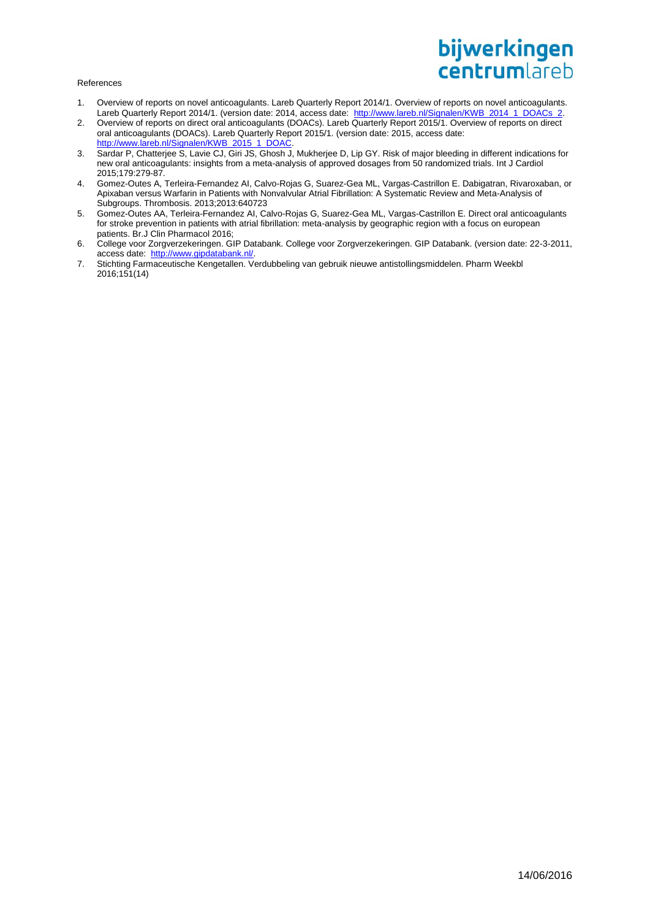References

1. Overview of reports on novel anticoagulants. Lareb Quarterly Report 2014/1. Overview of reports on novel anticoagulants. Lareb Quarterly Report 2014/1. (version date: 2014, access date: http://www.lareb.nl/Signalen/KWB_2014_1_DOACs_2.
2. Overview of reports on direct oral anticoagulants (DOACs). Lareb Quarterly Report 2015/1. Overview of reports on direct oral anticoagulants (DOACs). Lareb Quarterly Report 2015/1. (version date: 2015, access date: http://www.lareb.nl/Signalen/KWB_2015_1_DOAC.
3. Sardar P, Chatterjee S, Lavie CJ, Giri JS, Ghosh J, Mukherjee D, Lip GY. Risk of major bleeding in different indications for new oral anticoagulants: insights from a meta-analysis of approved dosages from 50 randomized trials. Int J Cardiol 2015;179:279-87.
4. Gomez-Outes A, Terleira-Fernandez AI, Calvo-Rojas G, Suarez-Gea ML, Vargas-Castrillon E. Dabigatran, Rivaroxaban, or Apixaban versus Warfarin in Patients with Nonvalvular Atrial Fibrillation: A Systematic Review and Meta-Analysis of Subgroups. Thrombosis. 2013;2013:640723
5. Gomez-Outes AA, Terleira-Fernandez AI, Calvo-Rojas G, Suarez-Gea ML, Vargas-Castrillon E. Direct oral anticoagulants for stroke prevention in patients with atrial fibrillation: meta-analysis by geographic region with a focus on european patients. Br.J Clin Pharmacol 2016;
6. College voor Zorgverzekeringen. GIP Databank. College voor Zorgverzekeringen. GIP Databank. (version date: 22-3-2011, access date: http://www.gipdatabank.nl/.
7. Stichting Farmaceutische Kengetallen. Verdubbeling van gebruik nieuwe antistollingsmiddelen. Pharm Weekbl 2016;151(14)